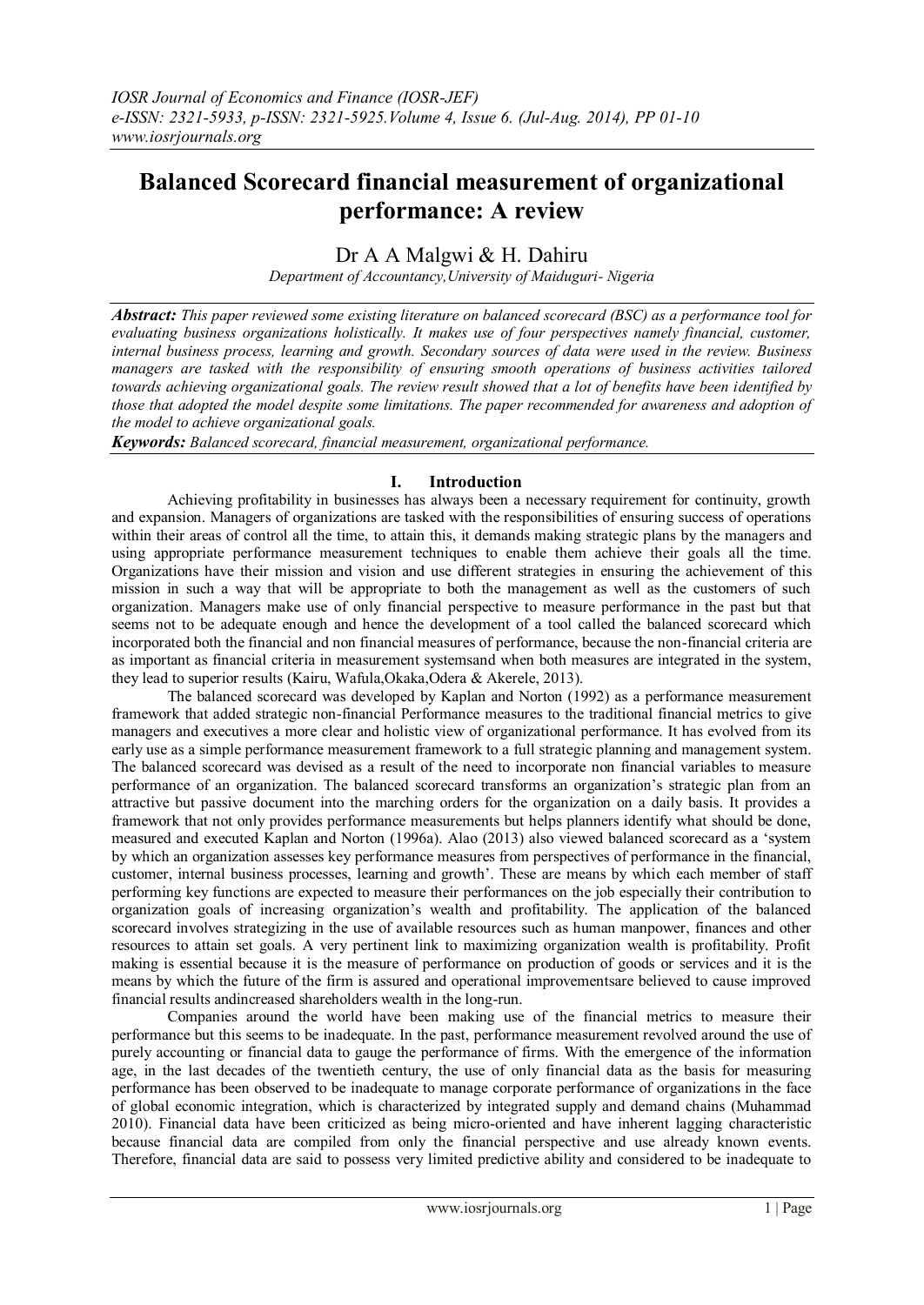# Balanced Scorecard financial measurement of organizational performance: A review

Dr A A Malgwi & H. Dahiru

*Department of Accountancy,University of Maiduguri- Nigeria*

***Abstract:*** *This paper reviewed some existing literature on balanced scorecard (BSC) as a performance tool for evaluating business organizations holistically. It makes use of four perspectives namely financial, customer, internal business process, learning and growth. Secondary sources of data were used in the review. Business managers are tasked with the responsibility of ensuring smooth operations of business activities tailored towards achieving organizational goals. The review result showed that a lot of benefits have been identified by those that adopted the model despite some limitations. The paper recommended for awareness and adoption of the model to achieve organizational goals.*

***Keywords:*** *Balanced scorecard, financial measurement, organizational performance.*

## I. Introduction

Achieving profitability in businesses has always been a necessary requirement for continuity, growth and expansion. Managers of organizations are tasked with the responsibilities of ensuring success of operations within their areas of control all the time, to attain this, it demands making strategic plans by the managers and using appropriate performance measurement techniques to enable them achieve their goals all the time. Organizations have their mission and vision and use different strategies in ensuring the achievement of this mission in such a way that will be appropriate to both the management as well as the customers of such organization. Managers make use of only financial perspective to measure performance in the past but that seems not to be adequate enough and hence the development of a tool called the balanced scorecard which incorporated both the financial and non financial measures of performance, because the non-financial criteria are as important as financial criteria in measurement systemsand when both measures are integrated in the system, they lead to superior results (Kairu, Wafula,Okaka,Odera & Akerele, 2013).

The balanced scorecard was developed by Kaplan and Norton (1992) as a performance measurement framework that added strategic non-financial Performance measures to the traditional financial metrics to give managers and executives a more clear and holistic view of organizational performance. It has evolved from its early use as a simple performance measurement framework to a full strategic planning and management system. The balanced scorecard was devised as a result of the need to incorporate non financial variables to measure performance of an organization. The balanced scorecard transforms an organization's strategic plan from an attractive but passive document into the marching orders for the organization on a daily basis. It provides a framework that not only provides performance measurements but helps planners identify what should be done, measured and executed Kaplan and Norton (1996a). Alao (2013) also viewed balanced scorecard as a 'system by which an organization assesses key performance measures from perspectives of performance in the financial, customer, internal business processes, learning and growth'. These are means by which each member of staff performing key functions are expected to measure their performances on the job especially their contribution to organization goals of increasing organization's wealth and profitability. The application of the balanced scorecard involves strategizing in the use of available resources such as human manpower, finances and other resources to attain set goals. A very pertinent link to maximizing organization wealth is profitability. Profit making is essential because it is the measure of performance on production of goods or services and it is the means by which the future of the firm is assured and operational improvementsare believed to cause improved financial results andincreased shareholders wealth in the long-run.

Companies around the world have been making use of the financial metrics to measure their performance but this seems to be inadequate. In the past, performance measurement revolved around the use of purely accounting or financial data to gauge the performance of firms. With the emergence of the information age, in the last decades of the twentieth century, the use of only financial data as the basis for measuring performance has been observed to be inadequate to manage corporate performance of organizations in the face of global economic integration, which is characterized by integrated supply and demand chains (Muhammad 2010). Financial data have been criticized as being micro-oriented and have inherent lagging characteristic because financial data are compiled from only the financial perspective and use already known events. Therefore, financial data are said to possess very limited predictive ability and considered to be inadequate to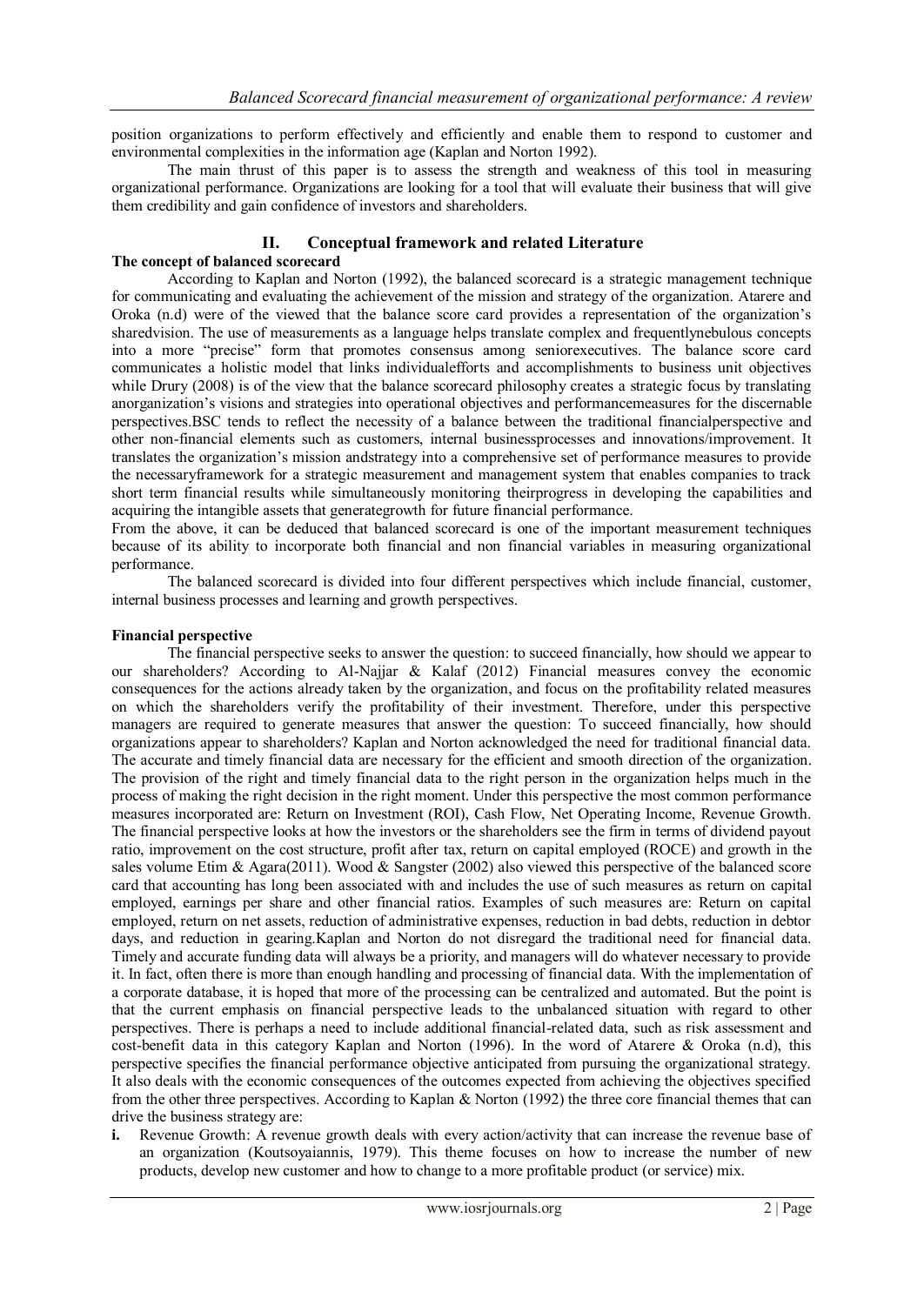position organizations to perform effectively and efficiently and enable them to respond to customer and environmental complexities in the information age (Kaplan and Norton 1992).

The main thrust of this paper is to assess the strength and weakness of this tool in measuring organizational performance. Organizations are looking for a tool that will evaluate their business that will give them credibility and gain confidence of investors and shareholders.

## II. Conceptual framework and related Literature

### The concept of balanced scorecard

According to Kaplan and Norton (1992), the balanced scorecard is a strategic management technique for communicating and evaluating the achievement of the mission and strategy of the organization. Atarere and Oroka (n.d) were of the viewed that the balance score card provides a representation of the organization's sharedvision. The use of measurements as a language helps translate complex and frequentlynebulous concepts into a more "precise" form that promotes consensus among seniorexecutives. The balance score card communicates a holistic model that links individualefforts and accomplishments to business unit objectives while Drury (2008) is of the view that the balance scorecard philosophy creates a strategic focus by translating anorganization's visions and strategies into operational objectives and performancemeasures for the discernable perspectives.BSC tends to reflect the necessity of a balance between the traditional financialperspective and other non-financial elements such as customers, internal businessprocesses and innovations/improvement. It translates the organization's mission andstrategy into a comprehensive set of performance measures to provide the necessaryframework for a strategic measurement and management system that enables companies to track short term financial results while simultaneously monitoring theirprogress in developing the capabilities and acquiring the intangible assets that generategrowth for future financial performance.

From the above, it can be deduced that balanced scorecard is one of the important measurement techniques because of its ability to incorporate both financial and non financial variables in measuring organizational performance.

The balanced scorecard is divided into four different perspectives which include financial, customer, internal business processes and learning and growth perspectives.

### Financial perspective

The financial perspective seeks to answer the question: to succeed financially, how should we appear to our shareholders? According to Al-Najjar & Kalaf (2012) Financial measures convey the economic consequences for the actions already taken by the organization, and focus on the profitability related measures on which the shareholders verify the profitability of their investment. Therefore, under this perspective managers are required to generate measures that answer the question: To succeed financially, how should organizations appear to shareholders? Kaplan and Norton acknowledged the need for traditional financial data. The accurate and timely financial data are necessary for the efficient and smooth direction of the organization. The provision of the right and timely financial data to the right person in the organization helps much in the process of making the right decision in the right moment. Under this perspective the most common performance measures incorporated are: Return on Investment (ROI), Cash Flow, Net Operating Income, Revenue Growth. The financial perspective looks at how the investors or the shareholders see the firm in terms of dividend payout ratio, improvement on the cost structure, profit after tax, return on capital employed (ROCE) and growth in the sales volume Etim & Agara(2011). Wood & Sangster (2002) also viewed this perspective of the balanced score card that accounting has long been associated with and includes the use of such measures as return on capital employed, earnings per share and other financial ratios. Examples of such measures are: Return on capital employed, return on net assets, reduction of administrative expenses, reduction in bad debts, reduction in debtor days, and reduction in gearing.Kaplan and Norton do not disregard the traditional need for financial data. Timely and accurate funding data will always be a priority, and managers will do whatever necessary to provide it. In fact, often there is more than enough handling and processing of financial data. With the implementation of a corporate database, it is hoped that more of the processing can be centralized and automated. But the point is that the current emphasis on financial perspective leads to the unbalanced situation with regard to other perspectives. There is perhaps a need to include additional financial-related data, such as risk assessment and cost-benefit data in this category Kaplan and Norton (1996). In the word of Atarere & Oroka (n.d), this perspective specifies the financial performance objective anticipated from pursuing the organizational strategy. It also deals with the economic consequences of the outcomes expected from achieving the objectives specified from the other three perspectives. According to Kaplan & Norton (1992) the three core financial themes that can drive the business strategy are:

**i.** Revenue Growth: A revenue growth deals with every action/activity that can increase the revenue base of an organization (Koutsoyaiannis, 1979). This theme focuses on how to increase the number of new products, develop new customer and how to change to a more profitable product (or service) mix.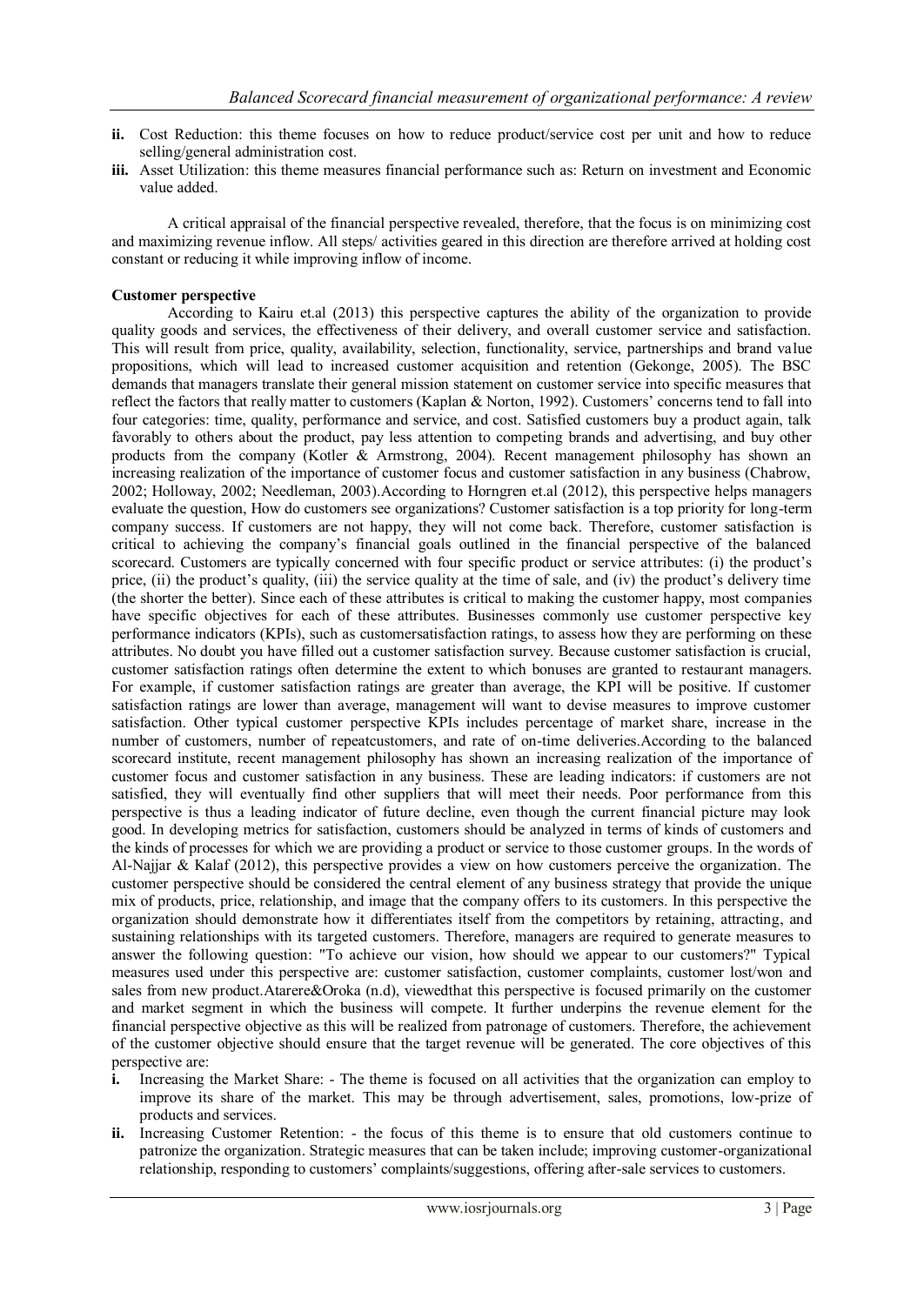- **ii.** Cost Reduction: this theme focuses on how to reduce product/service cost per unit and how to reduce selling/general administration cost.
- **iii.** Asset Utilization: this theme measures financial performance such as: Return on investment and Economic value added.

A critical appraisal of the financial perspective revealed, therefore, that the focus is on minimizing cost and maximizing revenue inflow. All steps/ activities geared in this direction are therefore arrived at holding cost constant or reducing it while improving inflow of income.

**Customer perspective**

According to Kairu et.al (2013) this perspective captures the ability of the organization to provide quality goods and services, the effectiveness of their delivery, and overall customer service and satisfaction. This will result from price, quality, availability, selection, functionality, service, partnerships and brand value propositions, which will lead to increased customer acquisition and retention (Gekonge, 2005). The BSC demands that managers translate their general mission statement on customer service into specific measures that reflect the factors that really matter to customers (Kaplan & Norton, 1992). Customers' concerns tend to fall into four categories: time, quality, performance and service, and cost. Satisfied customers buy a product again, talk favorably to others about the product, pay less attention to competing brands and advertising, and buy other products from the company (Kotler & Armstrong, 2004). Recent management philosophy has shown an increasing realization of the importance of customer focus and customer satisfaction in any business (Chabrow, 2002; Holloway, 2002; Needleman, 2003).According to Horngren et.al (2012), this perspective helps managers evaluate the question, How do customers see organizations? Customer satisfaction is a top priority for long-term company success. If customers are not happy, they will not come back. Therefore, customer satisfaction is critical to achieving the company's financial goals outlined in the financial perspective of the balanced scorecard. Customers are typically concerned with four specific product or service attributes: (i) the product's price, (ii) the product's quality, (iii) the service quality at the time of sale, and (iv) the product's delivery time (the shorter the better). Since each of these attributes is critical to making the customer happy, most companies have specific objectives for each of these attributes. Businesses commonly use customer perspective key performance indicators (KPIs), such as customersatisfaction ratings, to assess how they are performing on these attributes. No doubt you have filled out a customer satisfaction survey. Because customer satisfaction is crucial, customer satisfaction ratings often determine the extent to which bonuses are granted to restaurant managers. For example, if customer satisfaction ratings are greater than average, the KPI will be positive. If customer satisfaction ratings are lower than average, management will want to devise measures to improve customer satisfaction. Other typical customer perspective KPIs includes percentage of market share, increase in the number of customers, number of repeatcustomers, and rate of on-time deliveries.According to the balanced scorecard institute, recent management philosophy has shown an increasing realization of the importance of customer focus and customer satisfaction in any business. These are leading indicators: if customers are not satisfied, they will eventually find other suppliers that will meet their needs. Poor performance from this perspective is thus a leading indicator of future decline, even though the current financial picture may look good. In developing metrics for satisfaction, customers should be analyzed in terms of kinds of customers and the kinds of processes for which we are providing a product or service to those customer groups. In the words of Al-Najjar & Kalaf (2012), this perspective provides a view on how customers perceive the organization. The customer perspective should be considered the central element of any business strategy that provide the unique mix of products, price, relationship, and image that the company offers to its customers. In this perspective the organization should demonstrate how it differentiates itself from the competitors by retaining, attracting, and sustaining relationships with its targeted customers. Therefore, managers are required to generate measures to answer the following question: "To achieve our vision, how should we appear to our customers?" Typical measures used under this perspective are: customer satisfaction, customer complaints, customer lost/won and sales from new product.Atarere&Oroka (n.d), viewedthat this perspective is focused primarily on the customer and market segment in which the business will compete. It further underpins the revenue element for the financial perspective objective as this will be realized from patronage of customers. Therefore, the achievement of the customer objective should ensure that the target revenue will be generated. The core objectives of this perspective are:

- **i.** Increasing the Market Share: - The theme is focused on all activities that the organization can employ to improve its share of the market. This may be through advertisement, sales, promotions, low-prize of products and services.
- **ii.** Increasing Customer Retention: - the focus of this theme is to ensure that old customers continue to patronize the organization. Strategic measures that can be taken include; improving customer-organizational relationship, responding to customers' complaints/suggestions, offering after-sale services to customers.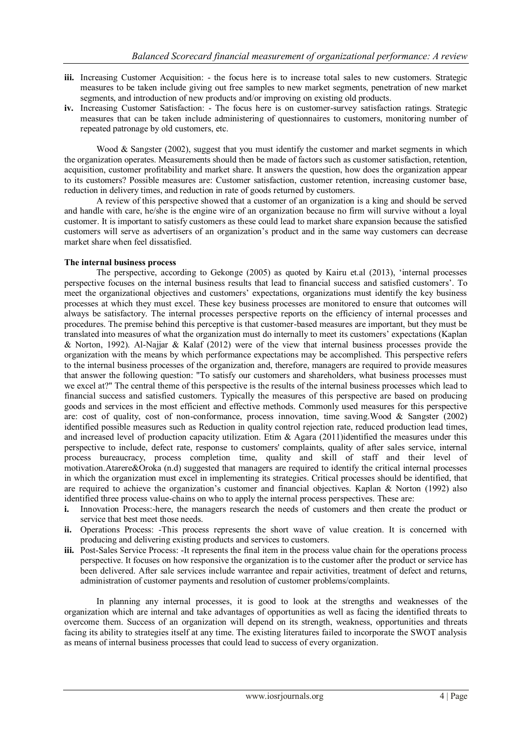- **iii.** Increasing Customer Acquisition: - the focus here is to increase total sales to new customers. Strategic measures to be taken include giving out free samples to new market segments, penetration of new market segments, and introduction of new products and/or improving on existing old products.
- **iv.** Increasing Customer Satisfaction: - The focus here is on customer-survey satisfaction ratings. Strategic measures that can be taken include administering of questionnaires to customers, monitoring number of repeated patronage by old customers, etc.

Wood & Sangster (2002), suggest that you must identify the customer and market segments in which the organization operates. Measurements should then be made of factors such as customer satisfaction, retention, acquisition, customer profitability and market share. It answers the question, how does the organization appear to its customers? Possible measures are: Customer satisfaction, customer retention, increasing customer base, reduction in delivery times, and reduction in rate of goods returned by customers.

A review of this perspective showed that a customer of an organization is a king and should be served and handle with care, he/she is the engine wire of an organization because no firm will survive without a loyal customer. It is important to satisfy customers as these could lead to market share expansion because the satisfied customers will serve as advertisers of an organization's product and in the same way customers can decrease market share when feel dissatisfied.

**The internal business process**

The perspective, according to Gekonge (2005) as quoted by Kairu et.al (2013), 'internal processes perspective focuses on the internal business results that lead to financial success and satisfied customers'. To meet the organizational objectives and customers' expectations, organizations must identify the key business processes at which they must excel. These key business processes are monitored to ensure that outcomes will always be satisfactory. The internal processes perspective reports on the efficiency of internal processes and procedures. The premise behind this perceptive is that customer-based measures are important, but they must be translated into measures of what the organization must do internally to meet its customers' expectations (Kaplan & Norton, 1992). Al-Najjar & Kalaf (2012) were of the view that internal business processes provide the organization with the means by which performance expectations may be accomplished. This perspective refers to the internal business processes of the organization and, therefore, managers are required to provide measures that answer the following question: "To satisfy our customers and shareholders, what business processes must we excel at?" The central theme of this perspective is the results of the internal business processes which lead to financial success and satisfied customers. Typically the measures of this perspective are based on producing goods and services in the most efficient and effective methods. Commonly used measures for this perspective are: cost of quality, cost of non-conformance, process innovation, time saving.Wood & Sangster (2002) identified possible measures such as Reduction in quality control rejection rate, reduced production lead times, and increased level of production capacity utilization. Etim & Agara (2011)identified the measures under this perspective to include, defect rate, response to customers' complaints, quality of after sales service, internal process bureaucracy, process completion time, quality and skill of staff and their level of motivation.Atarere&Oroka (n.d) suggested that managers are required to identify the critical internal processes in which the organization must excel in implementing its strategies. Critical processes should be identified, that are required to achieve the organization's customer and financial objectives. Kaplan & Norton (1992) also identified three process value-chains on who to apply the internal process perspectives. These are:

- **i.** Innovation Process:-here, the managers research the needs of customers and then create the product or service that best meet those needs.
- **ii.** Operations Process: -This process represents the short wave of value creation. It is concerned with producing and delivering existing products and services to customers.
- **iii.** Post-Sales Service Process: -It represents the final item in the process value chain for the operations process perspective. It focuses on how responsive the organization is to the customer after the product or service has been delivered. After sale services include warrantee and repair activities, treatment of defect and returns, administration of customer payments and resolution of customer problems/complaints.

In planning any internal processes, it is good to look at the strengths and weaknesses of the organization which are internal and take advantages of opportunities as well as facing the identified threats to overcome them. Success of an organization will depend on its strength, weakness, opportunities and threats facing its ability to strategies itself at any time. The existing literatures failed to incorporate the SWOT analysis as means of internal business processes that could lead to success of every organization.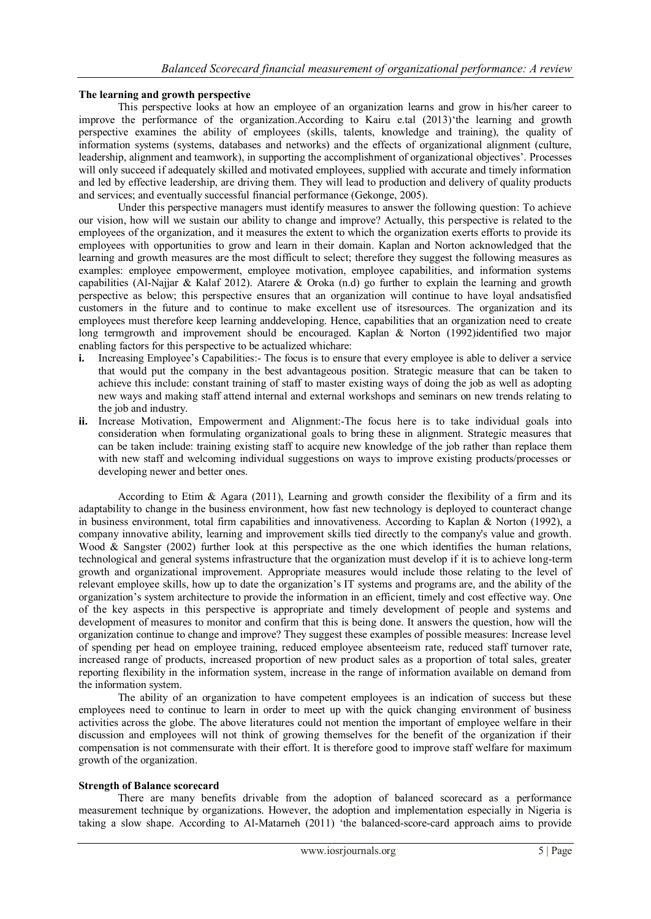**The learning and growth perspective**

This perspective looks at how an employee of an organization learns and grow in his/her career to improve the performance of the organization.According to Kairu e.tal (2013)'the learning and growth perspective examines the ability of employees (skills, talents, knowledge and training), the quality of information systems (systems, databases and networks) and the effects of organizational alignment (culture, leadership, alignment and teamwork), in supporting the accomplishment of organizational objectives'. Processes will only succeed if adequately skilled and motivated employees, supplied with accurate and timely information and led by effective leadership, are driving them. They will lead to production and delivery of quality products and services; and eventually successful financial performance (Gekonge, 2005).

Under this perspective managers must identify measures to answer the following question: To achieve our vision, how will we sustain our ability to change and improve? Actually, this perspective is related to the employees of the organization, and it measures the extent to which the organization exerts efforts to provide its employees with opportunities to grow and learn in their domain. Kaplan and Norton acknowledged that the learning and growth measures are the most difficult to select; therefore they suggest the following measures as examples: employee empowerment, employee motivation, employee capabilities, and information systems capabilities (Al-Najjar & Kalaf 2012). Atarere & Oroka (n.d) go further to explain the learning and growth perspective as below; this perspective ensures that an organization will continue to have loyal andsatisfied customers in the future and to continue to make excellent use of itsresources. The organization and its employees must therefore keep learning anddeveloping. Hence, capabilities that an organization need to create long termgrowth and improvement should be encouraged. Kaplan & Norton (1992)identified two major enabling factors for this perspective to be actualized whichare:

- **i.** Increasing Employee's Capabilities:- The focus is to ensure that every employee is able to deliver a service that would put the company in the best advantageous position. Strategic measure that can be taken to achieve this include: constant training of staff to master existing ways of doing the job as well as adopting new ways and making staff attend internal and external workshops and seminars on new trends relating to the job and industry.
- **ii.** Increase Motivation, Empowerment and Alignment:-The focus here is to take individual goals into consideration when formulating organizational goals to bring these in alignment. Strategic measures that can be taken include: training existing staff to acquire new knowledge of the job rather than replace them with new staff and welcoming individual suggestions on ways to improve existing products/processes or developing newer and better ones.

According to Etim & Agara (2011), Learning and growth consider the flexibility of a firm and its adaptability to change in the business environment, how fast new technology is deployed to counteract change in business environment, total firm capabilities and innovativeness. According to Kaplan & Norton (1992), a company innovative ability, learning and improvement skills tied directly to the company's value and growth. Wood & Sangster (2002) further look at this perspective as the one which identifies the human relations, technological and general systems infrastructure that the organization must develop if it is to achieve long-term growth and organizational improvement. Appropriate measures would include those relating to the level of relevant employee skills, how up to date the organization's IT systems and programs are, and the ability of the organization's system architecture to provide the information in an efficient, timely and cost effective way. One of the key aspects in this perspective is appropriate and timely development of people and systems and development of measures to monitor and confirm that this is being done. It answers the question, how will the organization continue to change and improve? They suggest these examples of possible measures: Increase level of spending per head on employee training, reduced employee absenteeism rate, reduced staff turnover rate, increased range of products, increased proportion of new product sales as a proportion of total sales, greater reporting flexibility in the information system, increase in the range of information available on demand from the information system.

The ability of an organization to have competent employees is an indication of success but these employees need to continue to learn in order to meet up with the quick changing environment of business activities across the globe. The above literatures could not mention the important of employee welfare in their discussion and employees will not think of growing themselves for the benefit of the organization if their compensation is not commensurate with their effort. It is therefore good to improve staff welfare for maximum growth of the organization.

**Strength of Balance scorecard**

There are many benefits drivable from the adoption of balanced scorecard as a performance measurement technique by organizations. However, the adoption and implementation especially in Nigeria is taking a slow shape. According to Al-Matarneh (2011) 'the balanced-score-card approach aims to provide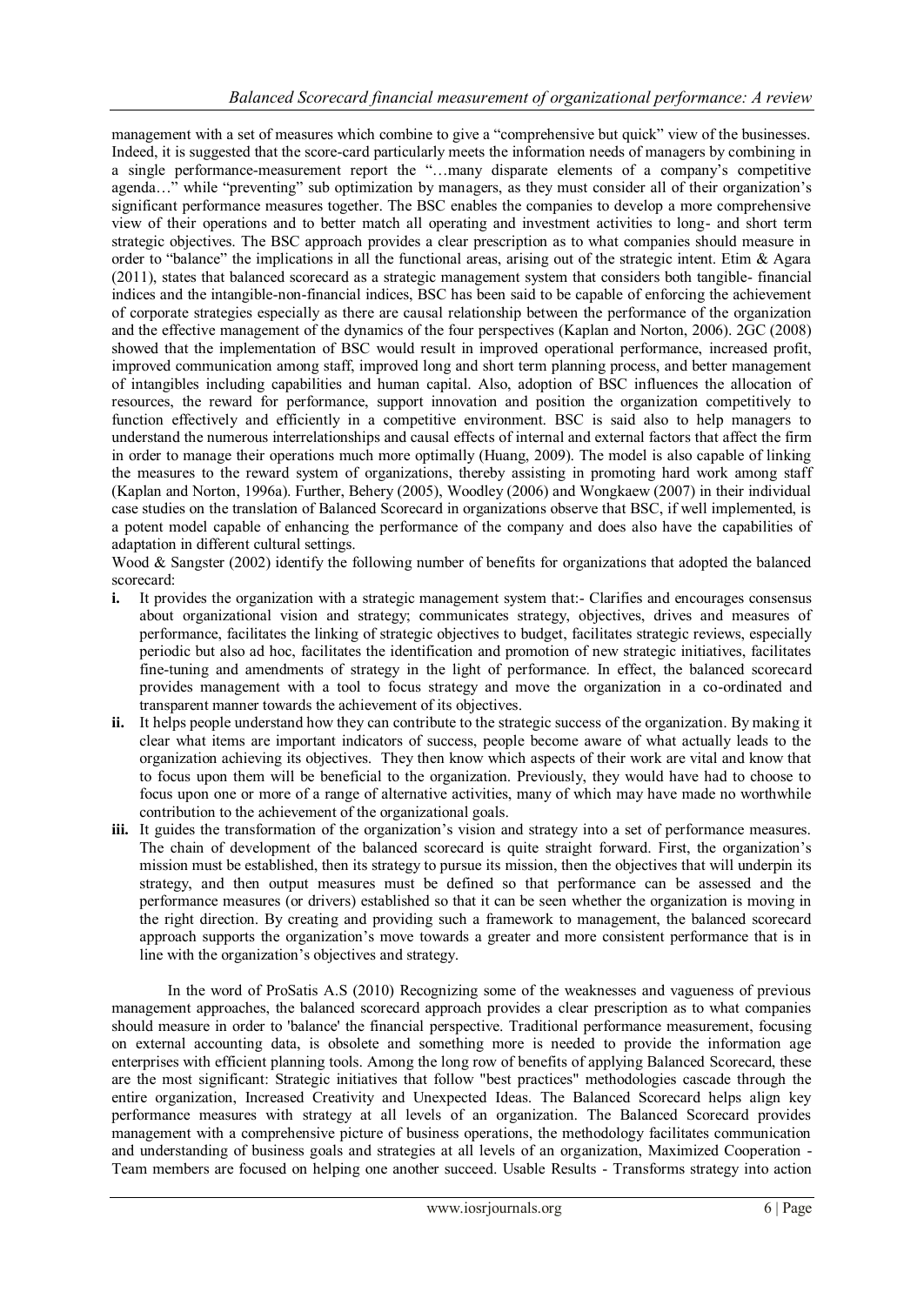management with a set of measures which combine to give a "comprehensive but quick" view of the businesses. Indeed, it is suggested that the score-card particularly meets the information needs of managers by combining in a single performance-measurement report the "…many disparate elements of a company's competitive agenda…" while "preventing" sub optimization by managers, as they must consider all of their organization's significant performance measures together. The BSC enables the companies to develop a more comprehensive view of their operations and to better match all operating and investment activities to long- and short term strategic objectives. The BSC approach provides a clear prescription as to what companies should measure in order to "balance" the implications in all the functional areas, arising out of the strategic intent. Etim & Agara (2011), states that balanced scorecard as a strategic management system that considers both tangible- financial indices and the intangible-non-financial indices, BSC has been said to be capable of enforcing the achievement of corporate strategies especially as there are causal relationship between the performance of the organization and the effective management of the dynamics of the four perspectives (Kaplan and Norton, 2006). 2GC (2008) showed that the implementation of BSC would result in improved operational performance, increased profit, improved communication among staff, improved long and short term planning process, and better management of intangibles including capabilities and human capital. Also, adoption of BSC influences the allocation of resources, the reward for performance, support innovation and position the organization competitively to function effectively and efficiently in a competitive environment. BSC is said also to help managers to understand the numerous interrelationships and causal effects of internal and external factors that affect the firm in order to manage their operations much more optimally (Huang, 2009). The model is also capable of linking the measures to the reward system of organizations, thereby assisting in promoting hard work among staff (Kaplan and Norton, 1996a). Further, Behery (2005), Woodley (2006) and Wongkaew (2007) in their individual case studies on the translation of Balanced Scorecard in organizations observe that BSC, if well implemented, is a potent model capable of enhancing the performance of the company and does also have the capabilities of adaptation in different cultural settings.

Wood & Sangster (2002) identify the following number of benefits for organizations that adopted the balanced scorecard:

- **i.** It provides the organization with a strategic management system that:- Clarifies and encourages consensus about organizational vision and strategy; communicates strategy, objectives, drives and measures of performance, facilitates the linking of strategic objectives to budget, facilitates strategic reviews, especially periodic but also ad hoc, facilitates the identification and promotion of new strategic initiatives, facilitates fine-tuning and amendments of strategy in the light of performance. In effect, the balanced scorecard provides management with a tool to focus strategy and move the organization in a co-ordinated and transparent manner towards the achievement of its objectives.
- **ii.** It helps people understand how they can contribute to the strategic success of the organization. By making it clear what items are important indicators of success, people become aware of what actually leads to the organization achieving its objectives. They then know which aspects of their work are vital and know that to focus upon them will be beneficial to the organization. Previously, they would have had to choose to focus upon one or more of a range of alternative activities, many of which may have made no worthwhile contribution to the achievement of the organizational goals.
- **iii.** It guides the transformation of the organization's vision and strategy into a set of performance measures. The chain of development of the balanced scorecard is quite straight forward. First, the organization's mission must be established, then its strategy to pursue its mission, then the objectives that will underpin its strategy, and then output measures must be defined so that performance can be assessed and the performance measures (or drivers) established so that it can be seen whether the organization is moving in the right direction. By creating and providing such a framework to management, the balanced scorecard approach supports the organization's move towards a greater and more consistent performance that is in line with the organization's objectives and strategy.

In the word of ProSatis A.S (2010) Recognizing some of the weaknesses and vagueness of previous management approaches, the balanced scorecard approach provides a clear prescription as to what companies should measure in order to 'balance' the financial perspective. Traditional performance measurement, focusing on external accounting data, is obsolete and something more is needed to provide the information age enterprises with efficient planning tools. Among the long row of benefits of applying Balanced Scorecard, these are the most significant: Strategic initiatives that follow "best practices" methodologies cascade through the entire organization, Increased Creativity and Unexpected Ideas. The Balanced Scorecard helps align key performance measures with strategy at all levels of an organization. The Balanced Scorecard provides management with a comprehensive picture of business operations, the methodology facilitates communication and understanding of business goals and strategies at all levels of an organization, Maximized Cooperation - Team members are focused on helping one another succeed. Usable Results - Transforms strategy into action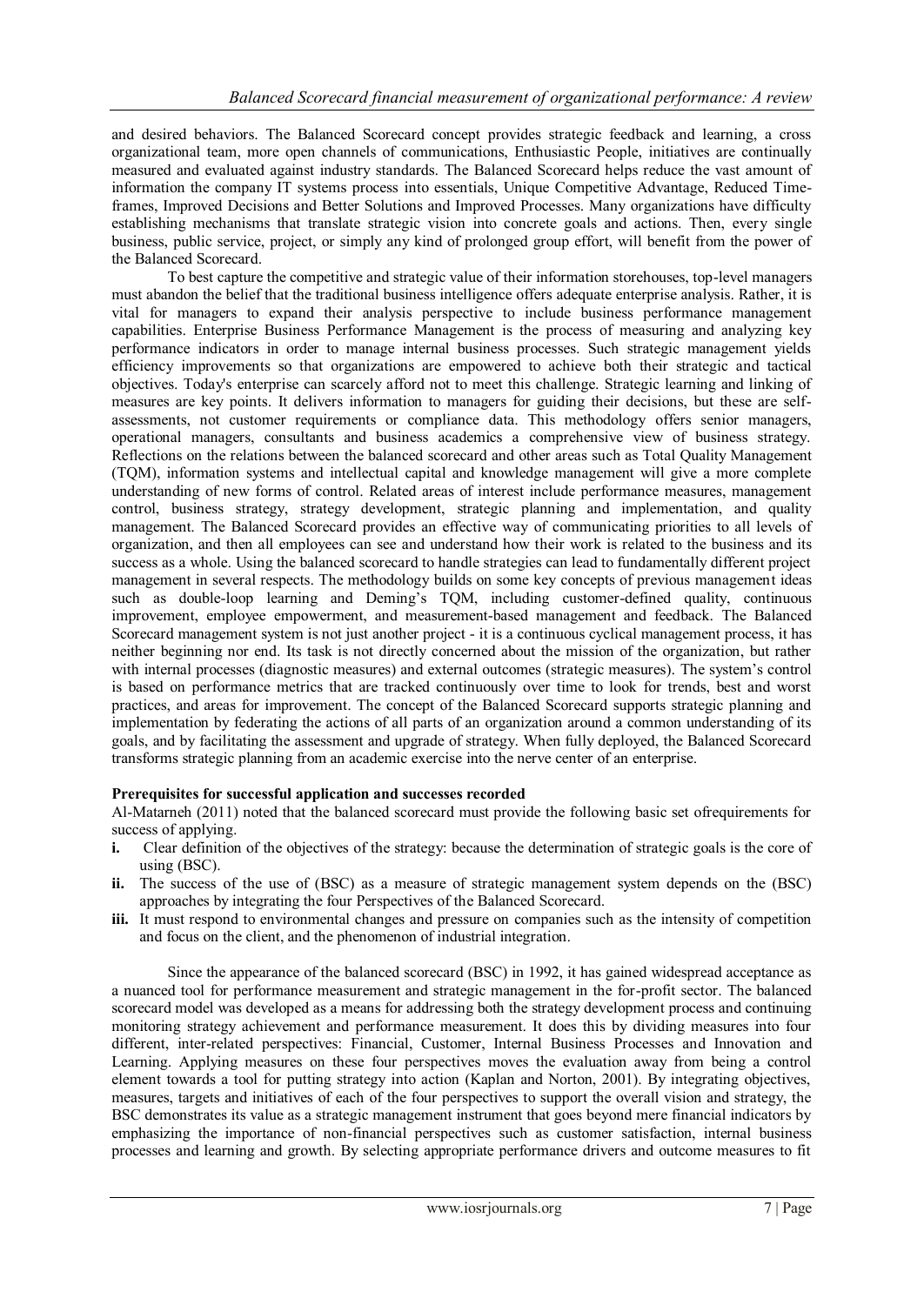and desired behaviors. The Balanced Scorecard concept provides strategic feedback and learning, a cross organizational team, more open channels of communications, Enthusiastic People, initiatives are continually measured and evaluated against industry standards. The Balanced Scorecard helps reduce the vast amount of information the company IT systems process into essentials, Unique Competitive Advantage, Reduced Time-frames, Improved Decisions and Better Solutions and Improved Processes. Many organizations have difficulty establishing mechanisms that translate strategic vision into concrete goals and actions. Then, every single business, public service, project, or simply any kind of prolonged group effort, will benefit from the power of the Balanced Scorecard.

To best capture the competitive and strategic value of their information storehouses, top-level managers must abandon the belief that the traditional business intelligence offers adequate enterprise analysis. Rather, it is vital for managers to expand their analysis perspective to include business performance management capabilities. Enterprise Business Performance Management is the process of measuring and analyzing key performance indicators in order to manage internal business processes. Such strategic management yields efficiency improvements so that organizations are empowered to achieve both their strategic and tactical objectives. Today's enterprise can scarcely afford not to meet this challenge. Strategic learning and linking of measures are key points. It delivers information to managers for guiding their decisions, but these are self-assessments, not customer requirements or compliance data. This methodology offers senior managers, operational managers, consultants and business academics a comprehensive view of business strategy. Reflections on the relations between the balanced scorecard and other areas such as Total Quality Management (TQM), information systems and intellectual capital and knowledge management will give a more complete understanding of new forms of control. Related areas of interest include performance measures, management control, business strategy, strategy development, strategic planning and implementation, and quality management. The Balanced Scorecard provides an effective way of communicating priorities to all levels of organization, and then all employees can see and understand how their work is related to the business and its success as a whole. Using the balanced scorecard to handle strategies can lead to fundamentally different project management in several respects. The methodology builds on some key concepts of previous management ideas such as double-loop learning and Deming's TQM, including customer-defined quality, continuous improvement, employee empowerment, and measurement-based management and feedback. The Balanced Scorecard management system is not just another project - it is a continuous cyclical management process, it has neither beginning nor end. Its task is not directly concerned about the mission of the organization, but rather with internal processes (diagnostic measures) and external outcomes (strategic measures). The system's control is based on performance metrics that are tracked continuously over time to look for trends, best and worst practices, and areas for improvement. The concept of the Balanced Scorecard supports strategic planning and implementation by federating the actions of all parts of an organization around a common understanding of its goals, and by facilitating the assessment and upgrade of strategy. When fully deployed, the Balanced Scorecard transforms strategic planning from an academic exercise into the nerve center of an enterprise.

**Prerequisites for successful application and successes recorded**

Al-Matarneh (2011) noted that the balanced scorecard must provide the following basic set ofrequirements for success of applying.

- **i.** Clear definition of the objectives of the strategy: because the determination of strategic goals is the core of using (BSC).
- **ii.** The success of the use of (BSC) as a measure of strategic management system depends on the (BSC) approaches by integrating the four Perspectives of the Balanced Scorecard.
- **iii.** It must respond to environmental changes and pressure on companies such as the intensity of competition and focus on the client, and the phenomenon of industrial integration.

Since the appearance of the balanced scorecard (BSC) in 1992, it has gained widespread acceptance as a nuanced tool for performance measurement and strategic management in the for-profit sector. The balanced scorecard model was developed as a means for addressing both the strategy development process and continuing monitoring strategy achievement and performance measurement. It does this by dividing measures into four different, inter-related perspectives: Financial, Customer, Internal Business Processes and Innovation and Learning. Applying measures on these four perspectives moves the evaluation away from being a control element towards a tool for putting strategy into action (Kaplan and Norton, 2001). By integrating objectives, measures, targets and initiatives of each of the four perspectives to support the overall vision and strategy, the BSC demonstrates its value as a strategic management instrument that goes beyond mere financial indicators by emphasizing the importance of non-financial perspectives such as customer satisfaction, internal business processes and learning and growth. By selecting appropriate performance drivers and outcome measures to fit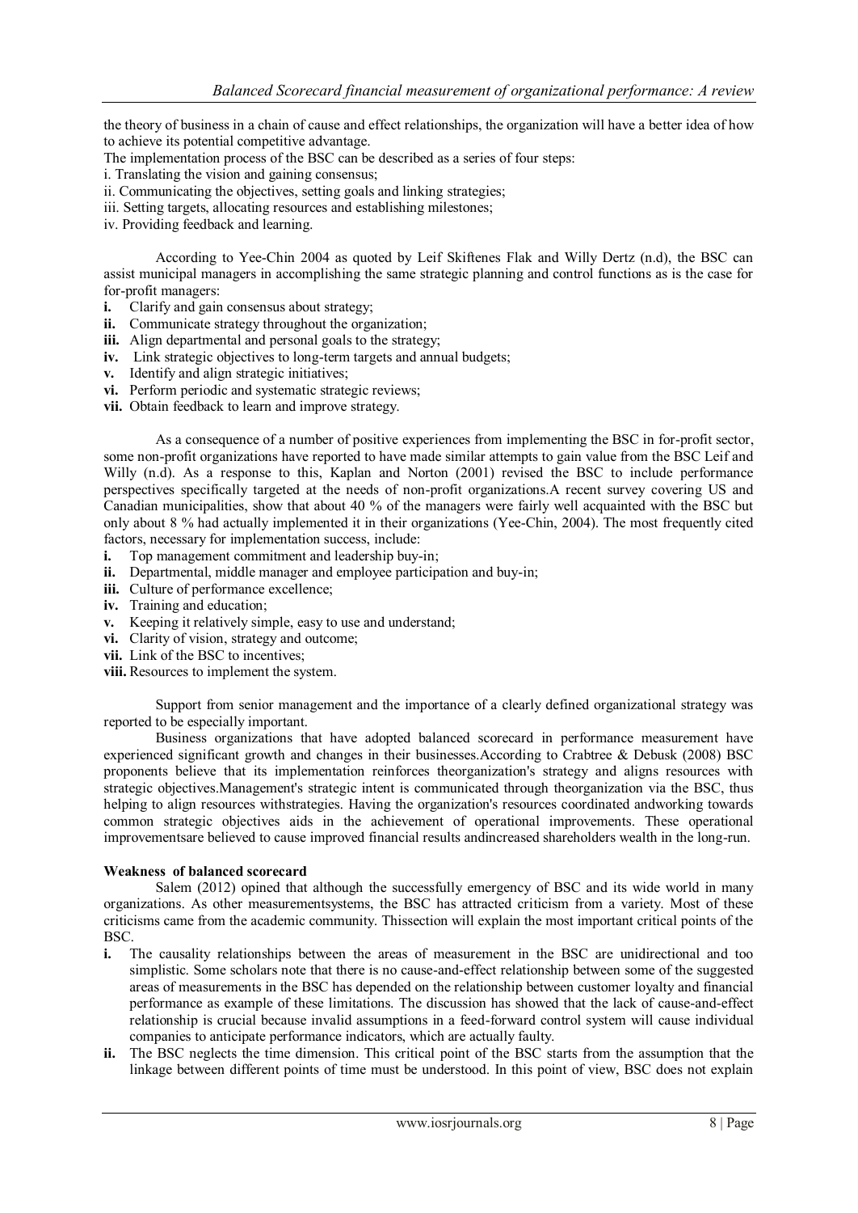the theory of business in a chain of cause and effect relationships, the organization will have a better idea of how to achieve its potential competitive advantage.

The implementation process of the BSC can be described as a series of four steps:

i. Translating the vision and gaining consensus;
ii. Communicating the objectives, setting goals and linking strategies;
iii. Setting targets, allocating resources and establishing milestones;
iv. Providing feedback and learning.

According to Yee-Chin 2004 as quoted by Leif Skiftenes Flak and Willy Dertz (n.d), the BSC can assist municipal managers in accomplishing the same strategic planning and control functions as is the case for for-profit managers:

**i.** Clarify and gain consensus about strategy;
**ii.** Communicate strategy throughout the organization;
**iii.** Align departmental and personal goals to the strategy;
**iv.** Link strategic objectives to long-term targets and annual budgets;
**v.** Identify and align strategic initiatives;
**vi.** Perform periodic and systematic strategic reviews;
**vii.** Obtain feedback to learn and improve strategy.

As a consequence of a number of positive experiences from implementing the BSC in for-profit sector, some non-profit organizations have reported to have made similar attempts to gain value from the BSC Leif and Willy (n.d). As a response to this, Kaplan and Norton (2001) revised the BSC to include performance perspectives specifically targeted at the needs of non-profit organizations.A recent survey covering US and Canadian municipalities, show that about 40 % of the managers were fairly well acquainted with the BSC but only about 8 % had actually implemented it in their organizations (Yee-Chin, 2004). The most frequently cited factors, necessary for implementation success, include:

**i.** Top management commitment and leadership buy-in;
**ii.** Departmental, middle manager and employee participation and buy-in;
**iii.** Culture of performance excellence;
**iv.** Training and education;
**v.** Keeping it relatively simple, easy to use and understand;
**vi.** Clarity of vision, strategy and outcome;
**vii.** Link of the BSC to incentives;
**viii.** Resources to implement the system.

Support from senior management and the importance of a clearly defined organizational strategy was reported to be especially important.

Business organizations that have adopted balanced scorecard in performance measurement have experienced significant growth and changes in their businesses.According to Crabtree & Debusk (2008) BSC proponents believe that its implementation reinforces theorganization's strategy and aligns resources with strategic objectives.Management's strategic intent is communicated through theorganization via the BSC, thus helping to align resources withstrategies. Having the organization's resources coordinated andworking towards common strategic objectives aids in the achievement of operational improvements. These operational improvementsare believed to cause improved financial results andincreased shareholders wealth in the long-run.

**Weakness of balanced scorecard**

Salem (2012) opined that although the successfully emergency of BSC and its wide world in many organizations. As other measurementsystems, the BSC has attracted criticism from a variety. Most of these criticisms came from the academic community. Thissection will explain the most important critical points of the BSC.

**i.** The causality relationships between the areas of measurement in the BSC are unidirectional and too simplistic. Some scholars note that there is no cause-and-effect relationship between some of the suggested areas of measurements in the BSC has depended on the relationship between customer loyalty and financial performance as example of these limitations. The discussion has showed that the lack of cause-and-effect relationship is crucial because invalid assumptions in a feed-forward control system will cause individual companies to anticipate performance indicators, which are actually faulty.
**ii.** The BSC neglects the time dimension. This critical point of the BSC starts from the assumption that the linkage between different points of time must be understood. In this point of view, BSC does not explain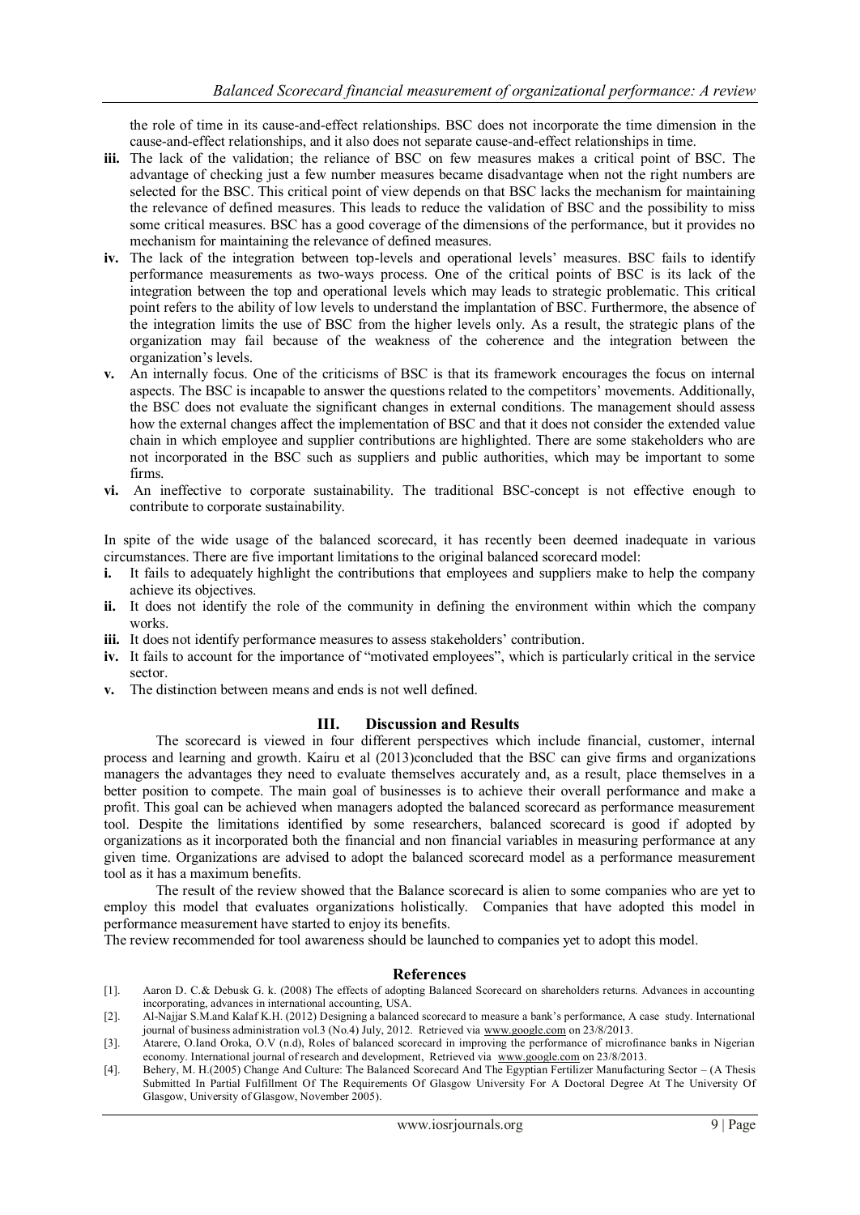the role of time in its cause-and-effect relationships. BSC does not incorporate the time dimension in the cause-and-effect relationships, and it also does not separate cause-and-effect relationships in time.

- **iii.** The lack of the validation; the reliance of BSC on few measures makes a critical point of BSC. The advantage of checking just a few number measures became disadvantage when not the right numbers are selected for the BSC. This critical point of view depends on that BSC lacks the mechanism for maintaining the relevance of defined measures. This leads to reduce the validation of BSC and the possibility to miss some critical measures. BSC has a good coverage of the dimensions of the performance, but it provides no mechanism for maintaining the relevance of defined measures.
- **iv.** The lack of the integration between top-levels and operational levels' measures. BSC fails to identify performance measurements as two-ways process. One of the critical points of BSC is its lack of the integration between the top and operational levels which may leads to strategic problematic. This critical point refers to the ability of low levels to understand the implantation of BSC. Furthermore, the absence of the integration limits the use of BSC from the higher levels only. As a result, the strategic plans of the organization may fail because of the weakness of the coherence and the integration between the organization's levels.
- **v.** An internally focus. One of the criticisms of BSC is that its framework encourages the focus on internal aspects. The BSC is incapable to answer the questions related to the competitors' movements. Additionally, the BSC does not evaluate the significant changes in external conditions. The management should assess how the external changes affect the implementation of BSC and that it does not consider the extended value chain in which employee and supplier contributions are highlighted. There are some stakeholders who are not incorporated in the BSC such as suppliers and public authorities, which may be important to some firms.
- **vi.** An ineffective to corporate sustainability. The traditional BSC-concept is not effective enough to contribute to corporate sustainability.

In spite of the wide usage of the balanced scorecard, it has recently been deemed inadequate in various circumstances. There are five important limitations to the original balanced scorecard model:

- **i.** It fails to adequately highlight the contributions that employees and suppliers make to help the company achieve its objectives.
- **ii.** It does not identify the role of the community in defining the environment within which the company works.
- **iii.** It does not identify performance measures to assess stakeholders' contribution.
- **iv.** It fails to account for the importance of "motivated employees", which is particularly critical in the service sector.
- **v.** The distinction between means and ends is not well defined.

## III. Discussion and Results

The scorecard is viewed in four different perspectives which include financial, customer, internal process and learning and growth. Kairu et al (2013)concluded that the BSC can give firms and organizations managers the advantages they need to evaluate themselves accurately and, as a result, place themselves in a better position to compete. The main goal of businesses is to achieve their overall performance and make a profit. This goal can be achieved when managers adopted the balanced scorecard as performance measurement tool. Despite the limitations identified by some researchers, balanced scorecard is good if adopted by organizations as it incorporated both the financial and non financial variables in measuring performance at any given time. Organizations are advised to adopt the balanced scorecard model as a performance measurement tool as it has a maximum benefits.

The result of the review showed that the Balance scorecard is alien to some companies who are yet to employ this model that evaluates organizations holistically. Companies that have adopted this model in performance measurement have started to enjoy its benefits.

The review recommended for tool awareness should be launched to companies yet to adopt this model.

## References

[1]. Aaron D. C.& Debusk G. k. (2008) The effects of adopting Balanced Scorecard on shareholders returns. Advances in accounting incorporating, advances in international accounting, USA.

[2]. Al-Najjar S.M.and Kalaf K.H. (2012) Designing a balanced scorecard to measure a bank's performance, A case study. International journal of business administration vol.3 (No.4) July, 2012. Retrieved via www.google.com on 23/8/2013.

[3]. Atarere, O.Iand Oroka, O.V (n.d), Roles of balanced scorecard in improving the performance of microfinance banks in Nigerian economy. International journal of research and development, Retrieved via www.google.com on 23/8/2013.

[4]. Behery, M. H.(2005) Change And Culture: The Balanced Scorecard And The Egyptian Fertilizer Manufacturing Sector – (A Thesis Submitted In Partial Fulfillment Of The Requirements Of Glasgow University For A Doctoral Degree At The University Of Glasgow, University of Glasgow, November 2005).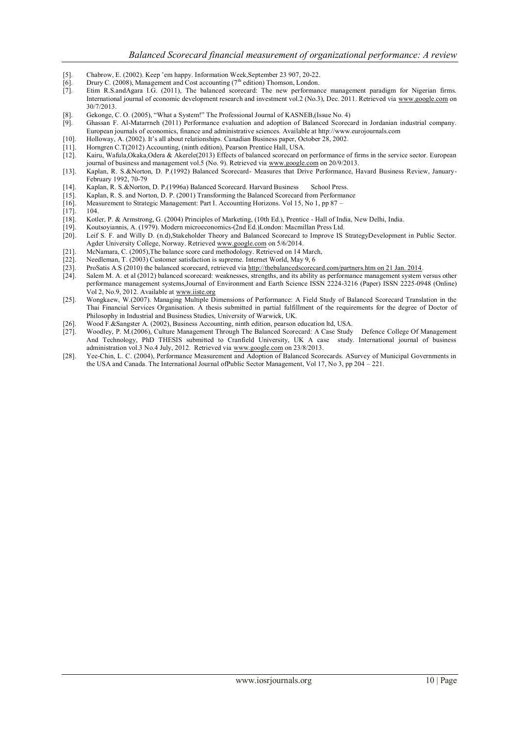- [5]. Chabrow, E. (2002). Keep 'em happy. Information Week,September 23 907, 20-22.
- [6]. Drury C. (2008), Management and Cost accounting (7th edition) Thomson, London.
- [7]. Etim R.S.andAgara I.G. (2011), The balanced scorecard: The new performance management paradigm for Nigerian firms. International journal of economic development research and investment vol.2 (No.3), Dec. 2011. Retrieved via www.google.com on 30/7/2013.
- [8]. Gekonge, C. O. (2005), "What a System!" The Professional Journal of KASNEB,(Issue No. 4)
- [9]. Ghassan F. Al-Matarrneh (2011) Performance evaluation and adoption of Balanced Scorecard in Jordanian industrial company. European journals of economics, finance and administrative sciences. Available at http://www.eurojournals.com
- [10]. Holloway, A. (2002). It's all about relationships. Canadian Business paper, October 28, 2002.
- [11]. Horngren C.T(2012) Accounting, (ninth edition), Pearson Prentice Hall, USA.
- [12]. Kairu, Wafula,Okaka,Odera & Akerele(2013) Effects of balanced scorecard on performance of firms in the service sector. European journal of business and management vol.5 (No. 9). Retrieved via www.google.com on 20/9/2013.
- [13]. Kaplan, R. S.&Norton, D. P.(1992) Balanced Scorecard- Measures that Drive Performance, Havard Business Review, January-February 1992, 70-79
- [14]. Kaplan, R. S.&Norton, D. P.(1996a) Balanced Scorecard. Harvard Business School Press.
- [15]. Kaplan, R. S. and Norton, D. P. (2001) Transforming the Balanced Scorecard from Performance
- [16]. Measurement to Strategic Management: Part I. Accounting Horizons. Vol 15, No 1, pp 87 –
- [17]. 104.
- [18]. Kotler, P. & Armstrong, G. (2004) Principles of Marketing, (10th Ed.), Prentice - Hall of India, New Delhi, India.
- [19]. Koutsoyiannis, A. (1979). Modern microeconomics-(2nd Ed.)London: Macmillan Press Ltd.
- [20]. Leif S. F. and Willy D. (n.d),Stakeholder Theory and Balanced Scorecard to Improve IS StrategyDevelopment in Public Sector. Agder University College, Norway. Retrieved www.google.com on 5/6/2014.
- [21]. McNamara, C. (2005),The balance score card methodology. Retrieved on 14 March,
- [22]. Needleman, T. (2003) Customer satisfaction is supreme. Internet World, May 9, 6
- [23]. ProSatis A.S (2010) the balanced scorecard, retrieved via http://thebalancedscorecard.com/partners.htm on 21 Jan. 2014.
- [24]. Salem M. A. et al (2012) balanced scorecard: weaknesses, strengths, and its ability as performance management system versus other performance management systems,Journal of Environment and Earth Science ISSN 2224-3216 (Paper) ISSN 2225-0948 (Online) Vol 2, No.9, 2012. Available at www.iiste.org
- [25]. Wongkaew, W.(2007). Managing Multiple Dimensions of Performance: A Field Study of Balanced Scorecard Translation in the Thai Financial Services Organisation. A thesis submitted in partial fulfillment of the requirements for the degree of Doctor of Philosophy in Industrial and Business Studies, University of Warwick, UK.
- [26]. Wood F.&Sangster A. (2002), Business Accounting, ninth edition, pearson education ltd, USA.
- [27]. Woodley, P. M.(2006), Culture Management Through The Balanced Scorecard: A Case Study Defence College Of Management And Technology, PhD THESIS submitted to Cranfield University, UK A case study. International journal of business administration vol.3 No.4 July, 2012. Retrieved via www.google.com on 23/8/2013.
- [28]. Yee-Chin, L. C. (2004), Performance Measurement and Adoption of Balanced Scorecards. ASurvey of Municipal Governments in the USA and Canada. The International Journal ofPublic Sector Management, Vol 17, No 3, pp 204 – 221.